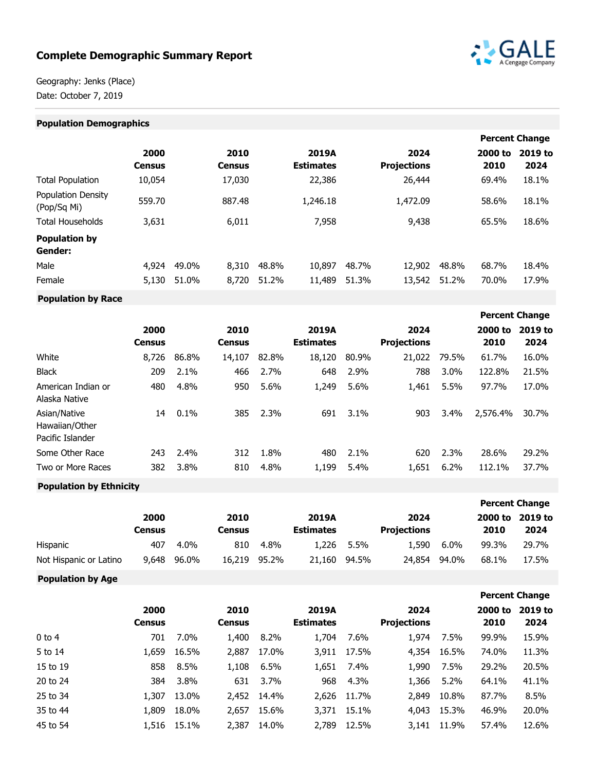## Complete Demographic Summary Report

Geography: Jenks (Place)
Date: October 7, 2019

### Population Demographics

| | 2000 Census | | 2010 Census | | 2019A Estimates | | 2024 Projections | | Percent Change 2000 to 2010 | Percent Change 2019 to 2024 |
|---|---|---|---|---|---|---|---|---|---|---|
| Total Population | 10,054 | | 17,030 | | 22,386 | | 26,444 | | 69.4% | 18.1% |
| Population Density (Pop/Sq Mi) | 559.70 | | 887.48 | | 1,246.18 | | 1,472.09 | | 58.6% | 18.1% |
| Total Households | 3,631 | | 6,011 | | 7,958 | | 9,438 | | 65.5% | 18.6% |
| **Population by Gender:** | | | | | | | | | | |
| Male | 4,924 | 49.0% | 8,310 | 48.8% | 10,897 | 48.7% | 12,902 | 48.8% | 68.7% | 18.4% |
| Female | 5,130 | 51.0% | 8,720 | 51.2% | 11,489 | 51.3% | 13,542 | 51.2% | 70.0% | 17.9% |

### Population by Race

| | 2000 Census | | 2010 Census | | 2019A Estimates | | 2024 Projections | | Percent Change 2000 to 2010 | Percent Change 2019 to 2024 |
|---|---|---|---|---|---|---|---|---|---|---|
| White | 8,726 | 86.8% | 14,107 | 82.8% | 18,120 | 80.9% | 21,022 | 79.5% | 61.7% | 16.0% |
| Black | 209 | 2.1% | 466 | 2.7% | 648 | 2.9% | 788 | 3.0% | 122.8% | 21.5% |
| American Indian or Alaska Native | 480 | 4.8% | 950 | 5.6% | 1,249 | 5.6% | 1,461 | 5.5% | 97.7% | 17.0% |
| Asian/Native Hawaiian/Other Pacific Islander | 14 | 0.1% | 385 | 2.3% | 691 | 3.1% | 903 | 3.4% | 2,576.4% | 30.7% |
| Some Other Race | 243 | 2.4% | 312 | 1.8% | 480 | 2.1% | 620 | 2.3% | 28.6% | 29.2% |
| Two or More Races | 382 | 3.8% | 810 | 4.8% | 1,199 | 5.4% | 1,651 | 6.2% | 112.1% | 37.7% |

### Population by Ethnicity

| | 2000 Census | | 2010 Census | | 2019A Estimates | | 2024 Projections | | Percent Change 2000 to 2010 | Percent Change 2019 to 2024 |
|---|---|---|---|---|---|---|---|---|---|---|
| Hispanic | 407 | 4.0% | 810 | 4.8% | 1,226 | 5.5% | 1,590 | 6.0% | 99.3% | 29.7% |
| Not Hispanic or Latino | 9,648 | 96.0% | 16,219 | 95.2% | 21,160 | 94.5% | 24,854 | 94.0% | 68.1% | 17.5% |

### Population by Age

| | 2000 Census | | 2010 Census | | 2019A Estimates | | 2024 Projections | | Percent Change 2000 to 2010 | Percent Change 2019 to 2024 |
|---|---|---|---|---|---|---|---|---|---|---|
| 0 to 4 | 701 | 7.0% | 1,400 | 8.2% | 1,704 | 7.6% | 1,974 | 7.5% | 99.9% | 15.9% |
| 5 to 14 | 1,659 | 16.5% | 2,887 | 17.0% | 3,911 | 17.5% | 4,354 | 16.5% | 74.0% | 11.3% |
| 15 to 19 | 858 | 8.5% | 1,108 | 6.5% | 1,651 | 7.4% | 1,990 | 7.5% | 29.2% | 20.5% |
| 20 to 24 | 384 | 3.8% | 631 | 3.7% | 968 | 4.3% | 1,366 | 5.2% | 64.1% | 41.1% |
| 25 to 34 | 1,307 | 13.0% | 2,452 | 14.4% | 2,626 | 11.7% | 2,849 | 10.8% | 87.7% | 8.5% |
| 35 to 44 | 1,809 | 18.0% | 2,657 | 15.6% | 3,371 | 15.1% | 4,043 | 15.3% | 46.9% | 20.0% |
| 45 to 54 | 1,516 | 15.1% | 2,387 | 14.0% | 2,789 | 12.5% | 3,141 | 11.9% | 57.4% | 12.6% |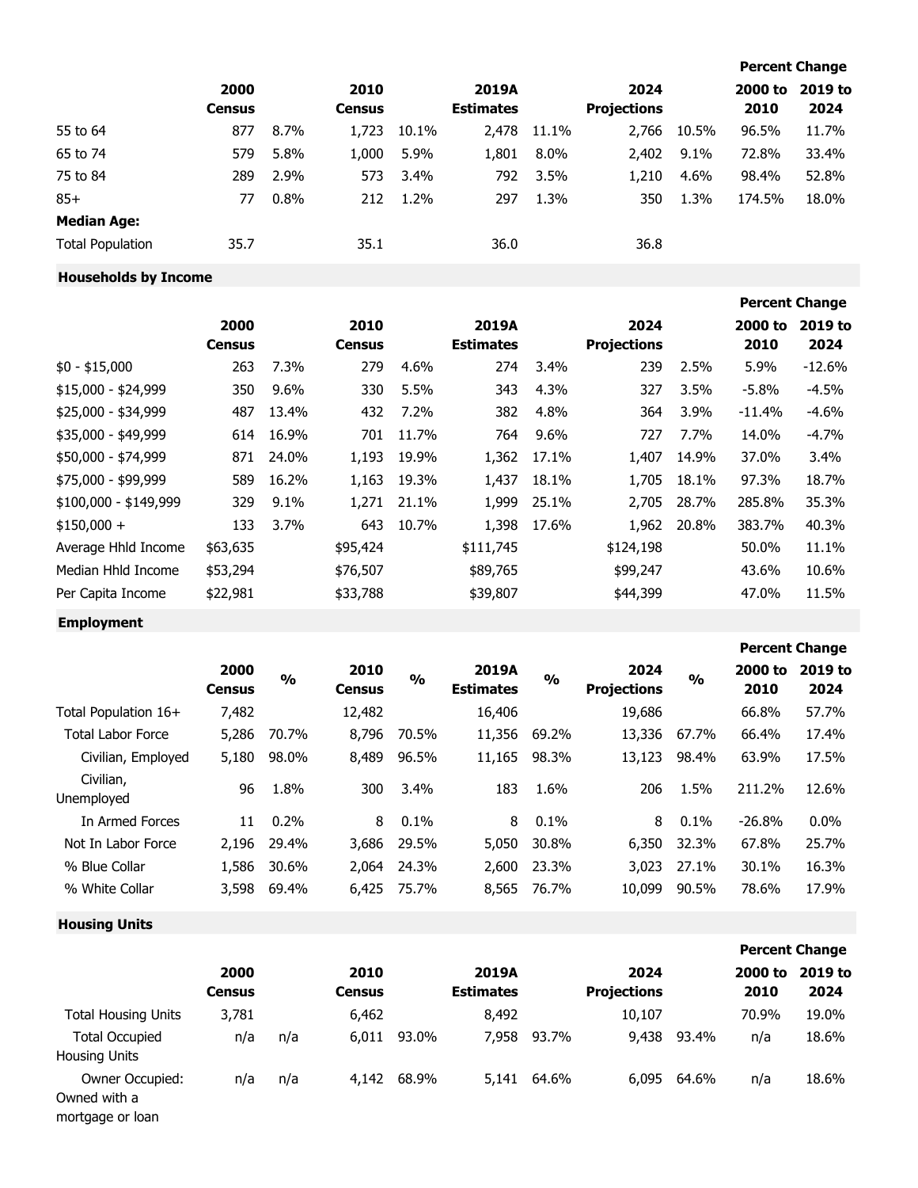| | 2000 Census | | 2010 Census | | 2019A Estimates | | 2024 Projections | | Percent Change 2000 to 2010 | Percent Change 2019 to 2024 |
|---|---|---|---|---|---|---|---|---|---|---|
| 55 to 64 | 877 | 8.7% | 1,723 | 10.1% | 2,478 | 11.1% | 2,766 | 10.5% | 96.5% | 11.7% |
| 65 to 74 | 579 | 5.8% | 1,000 | 5.9% | 1,801 | 8.0% | 2,402 | 9.1% | 72.8% | 33.4% |
| 75 to 84 | 289 | 2.9% | 573 | 3.4% | 792 | 3.5% | 1,210 | 4.6% | 98.4% | 52.8% |
| 85+ | 77 | 0.8% | 212 | 1.2% | 297 | 1.3% | 350 | 1.3% | 174.5% | 18.0% |
| **Median Age:** | | | | | | | | | | |
| Total Population | 35.7 | | 35.1 | | 36.0 | | 36.8 | | | |

### Households by Income

| | 2000 Census | | 2010 Census | | 2019A Estimates | | 2024 Projections | | Percent Change 2000 to 2010 | Percent Change 2019 to 2024 |
|---|---|---|---|---|---|---|---|---|---|---|
| $0 - $15,000 | 263 | 7.3% | 279 | 4.6% | 274 | 3.4% | 239 | 2.5% | 5.9% | -12.6% |
| $15,000 - $24,999 | 350 | 9.6% | 330 | 5.5% | 343 | 4.3% | 327 | 3.5% | -5.8% | -4.5% |
| $25,000 - $34,999 | 487 | 13.4% | 432 | 7.2% | 382 | 4.8% | 364 | 3.9% | -11.4% | -4.6% |
| $35,000 - $49,999 | 614 | 16.9% | 701 | 11.7% | 764 | 9.6% | 727 | 7.7% | 14.0% | -4.7% |
| $50,000 - $74,999 | 871 | 24.0% | 1,193 | 19.9% | 1,362 | 17.1% | 1,407 | 14.9% | 37.0% | 3.4% |
| $75,000 - $99,999 | 589 | 16.2% | 1,163 | 19.3% | 1,437 | 18.1% | 1,705 | 18.1% | 97.3% | 18.7% |
| $100,000 - $149,999 | 329 | 9.1% | 1,271 | 21.1% | 1,999 | 25.1% | 2,705 | 28.7% | 285.8% | 35.3% |
| $150,000 + | 133 | 3.7% | 643 | 10.7% | 1,398 | 17.6% | 1,962 | 20.8% | 383.7% | 40.3% |
| Average Hhld Income | $63,635 | | $95,424 | | $111,745 | | $124,198 | | 50.0% | 11.1% |
| Median Hhld Income | $53,294 | | $76,507 | | $89,765 | | $99,247 | | 43.6% | 10.6% |
| Per Capita Income | $22,981 | | $33,788 | | $39,807 | | $44,399 | | 47.0% | 11.5% |

### Employment

| | 2000 Census | % | 2010 Census | % | 2019A Estimates | % | 2024 Projections | % | Percent Change 2000 to 2010 | Percent Change 2019 to 2024 |
|---|---|---|---|---|---|---|---|---|---|---|
| Total Population 16+ | 7,482 | | 12,482 | | 16,406 | | 19,686 | | 66.8% | 57.7% |
| Total Labor Force | 5,286 | 70.7% | 8,796 | 70.5% | 11,356 | 69.2% | 13,336 | 67.7% | 66.4% | 17.4% |
| Civilian, Employed | 5,180 | 98.0% | 8,489 | 96.5% | 11,165 | 98.3% | 13,123 | 98.4% | 63.9% | 17.5% |
| Civilian, Unemployed | 96 | 1.8% | 300 | 3.4% | 183 | 1.6% | 206 | 1.5% | 211.2% | 12.6% |
| In Armed Forces | 11 | 0.2% | 8 | 0.1% | 8 | 0.1% | 8 | 0.1% | -26.8% | 0.0% |
| Not In Labor Force | 2,196 | 29.4% | 3,686 | 29.5% | 5,050 | 30.8% | 6,350 | 32.3% | 67.8% | 25.7% |
| % Blue Collar | 1,586 | 30.6% | 2,064 | 24.3% | 2,600 | 23.3% | 3,023 | 27.1% | 30.1% | 16.3% |
| % White Collar | 3,598 | 69.4% | 6,425 | 75.7% | 8,565 | 76.7% | 10,099 | 90.5% | 78.6% | 17.9% |

### Housing Units

| | 2000 Census | | 2010 Census | | 2019A Estimates | | 2024 Projections | | Percent Change 2000 to 2010 | Percent Change 2019 to 2024 |
|---|---|---|---|---|---|---|---|---|---|---|
| Total Housing Units | 3,781 | | 6,462 | | 8,492 | | 10,107 | | 70.9% | 19.0% |
| Total Occupied Housing Units | n/a | n/a | 6,011 | 93.0% | 7,958 | 93.7% | 9,438 | 93.4% | n/a | 18.6% |
| Owner Occupied: Owned with a mortgage or loan | n/a | n/a | 4,142 | 68.9% | 5,141 | 64.6% | 6,095 | 64.6% | n/a | 18.6% |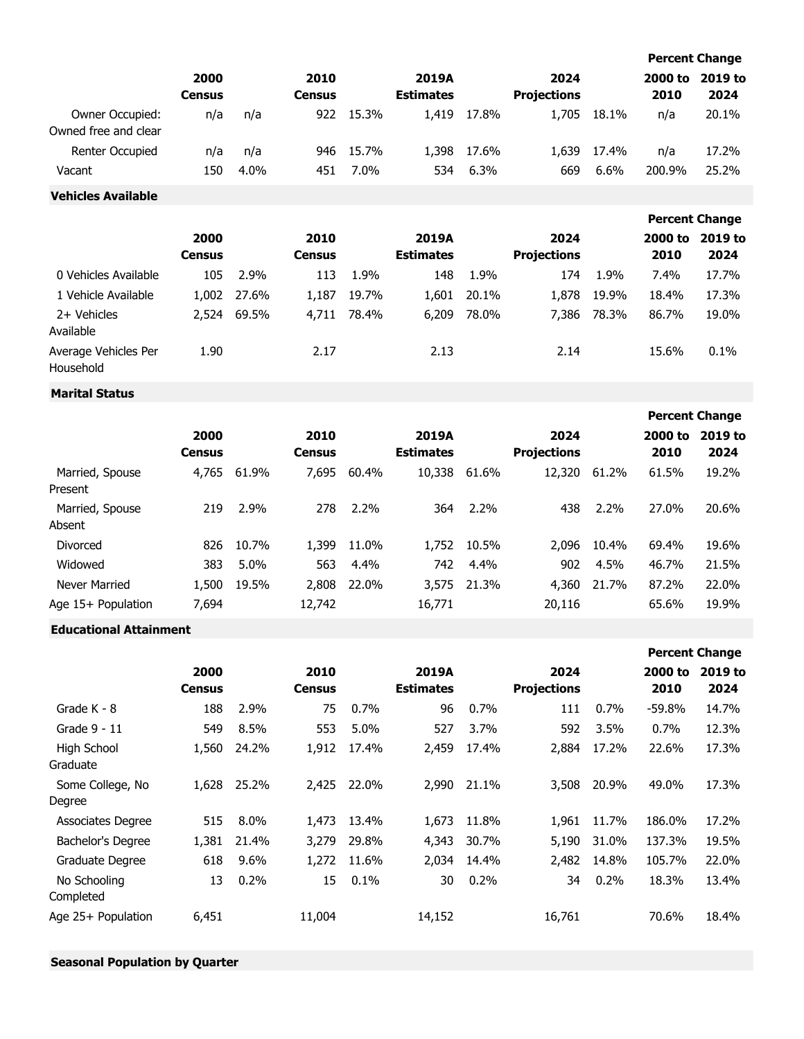| | 2000 Census | | 2010 Census | | 2019A Estimates | | 2024 Projections | | Percent Change 2000 to 2010 | Percent Change 2019 to 2024 |
|---|---|---|---|---|---|---|---|---|---|---|
| Owner Occupied: Owned free and clear | n/a | n/a | 922 | 15.3% | 1,419 | 17.8% | 1,705 | 18.1% | n/a | 20.1% |
| Renter Occupied | n/a | n/a | 946 | 15.7% | 1,398 | 17.6% | 1,639 | 17.4% | n/a | 17.2% |
| Vacant | 150 | 4.0% | 451 | 7.0% | 534 | 6.3% | 669 | 6.6% | 200.9% | 25.2% |

**Vehicles Available**

| | 2000 Census | | 2010 Census | | 2019A Estimates | | 2024 Projections | | Percent Change 2000 to 2010 | Percent Change 2019 to 2024 |
|---|---|---|---|---|---|---|---|---|---|---|
| 0 Vehicles Available | 105 | 2.9% | 113 | 1.9% | 148 | 1.9% | 174 | 1.9% | 7.4% | 17.7% |
| 1 Vehicle Available | 1,002 | 27.6% | 1,187 | 19.7% | 1,601 | 20.1% | 1,878 | 19.9% | 18.4% | 17.3% |
| 2+ Vehicles Available | 2,524 | 69.5% | 4,711 | 78.4% | 6,209 | 78.0% | 7,386 | 78.3% | 86.7% | 19.0% |
| Average Vehicles Per Household | 1.90 | | 2.17 | | 2.13 | | 2.14 | | 15.6% | 0.1% |

**Marital Status**

| | 2000 Census | | 2010 Census | | 2019A Estimates | | 2024 Projections | | Percent Change 2000 to 2010 | Percent Change 2019 to 2024 |
|---|---|---|---|---|---|---|---|---|---|---|
| Married, Spouse Present | 4,765 | 61.9% | 7,695 | 60.4% | 10,338 | 61.6% | 12,320 | 61.2% | 61.5% | 19.2% |
| Married, Spouse Absent | 219 | 2.9% | 278 | 2.2% | 364 | 2.2% | 438 | 2.2% | 27.0% | 20.6% |
| Divorced | 826 | 10.7% | 1,399 | 11.0% | 1,752 | 10.5% | 2,096 | 10.4% | 69.4% | 19.6% |
| Widowed | 383 | 5.0% | 563 | 4.4% | 742 | 4.4% | 902 | 4.5% | 46.7% | 21.5% |
| Never Married | 1,500 | 19.5% | 2,808 | 22.0% | 3,575 | 21.3% | 4,360 | 21.7% | 87.2% | 22.0% |
| Age 15+ Population | 7,694 | | 12,742 | | 16,771 | | 20,116 | | 65.6% | 19.9% |

**Educational Attainment**

| | 2000 Census | | 2010 Census | | 2019A Estimates | | 2024 Projections | | Percent Change 2000 to 2010 | Percent Change 2019 to 2024 |
|---|---|---|---|---|---|---|---|---|---|---|
| Grade K - 8 | 188 | 2.9% | 75 | 0.7% | 96 | 0.7% | 111 | 0.7% | -59.8% | 14.7% |
| Grade 9 - 11 | 549 | 8.5% | 553 | 5.0% | 527 | 3.7% | 592 | 3.5% | 0.7% | 12.3% |
| High School Graduate | 1,560 | 24.2% | 1,912 | 17.4% | 2,459 | 17.4% | 2,884 | 17.2% | 22.6% | 17.3% |
| Some College, No Degree | 1,628 | 25.2% | 2,425 | 22.0% | 2,990 | 21.1% | 3,508 | 20.9% | 49.0% | 17.3% |
| Associates Degree | 515 | 8.0% | 1,473 | 13.4% | 1,673 | 11.8% | 1,961 | 11.7% | 186.0% | 17.2% |
| Bachelor's Degree | 1,381 | 21.4% | 3,279 | 29.8% | 4,343 | 30.7% | 5,190 | 31.0% | 137.3% | 19.5% |
| Graduate Degree | 618 | 9.6% | 1,272 | 11.6% | 2,034 | 14.4% | 2,482 | 14.8% | 105.7% | 22.0% |
| No Schooling Completed | 13 | 0.2% | 15 | 0.1% | 30 | 0.2% | 34 | 0.2% | 18.3% | 13.4% |
| Age 25+ Population | 6,451 | | 11,004 | | 14,152 | | 16,761 | | 70.6% | 18.4% |

**Seasonal Population by Quarter**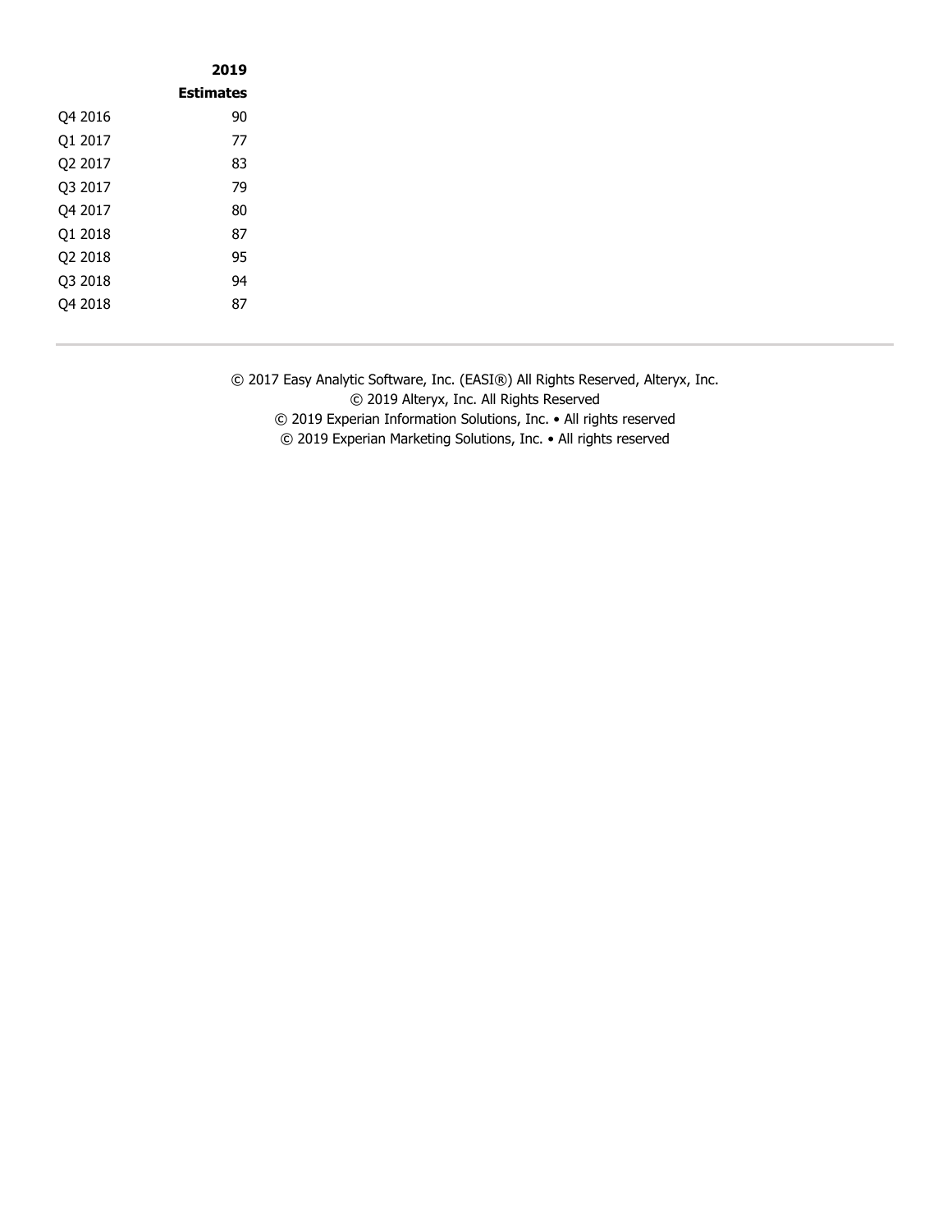| | 2019 Estimates |
|---|---|
| Q4 2016 | 90 |
| Q1 2017 | 77 |
| Q2 2017 | 83 |
| Q3 2017 | 79 |
| Q4 2017 | 80 |
| Q1 2018 | 87 |
| Q2 2018 | 95 |
| Q3 2018 | 94 |
| Q4 2018 | 87 |

---

© 2017 Easy Analytic Software, Inc. (EASI®) All Rights Reserved, Alteryx, Inc.
© 2019 Alteryx, Inc. All Rights Reserved
© 2019 Experian Information Solutions, Inc. • All rights reserved
© 2019 Experian Marketing Solutions, Inc. • All rights reserved